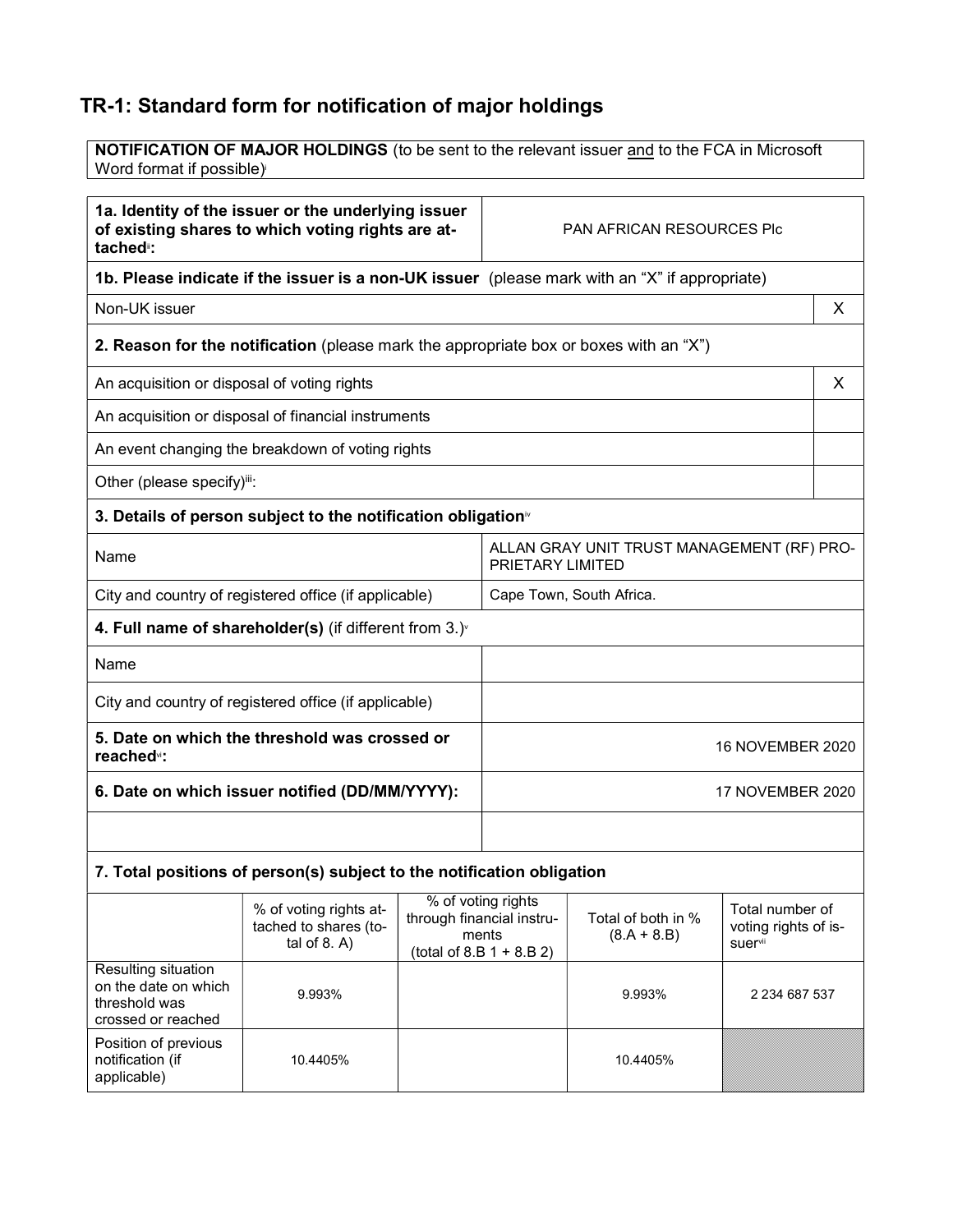# TR-1: Standard form for notification of major holdings

| **NOTIFICATION OF MAJOR HOLDINGS** (to be sent to the relevant issuer and to the FCA in Microsoft Word format if possible)[i] |
|---|

| **1a. Identity of the issuer or the underlying issuer of existing shares to which voting rights are attached**[ii]**:** | PAN AFRICAN RESOURCES Plc |
|---|---|

| **1b. Please indicate if the issuer is a non-UK issuer** (please mark with an "X" if appropriate) | |
|---|---|
| Non-UK issuer | X |
| **2. Reason for the notification** (please mark the appropriate box or boxes with an "X") | |
| An acquisition or disposal of voting rights | X |
| An acquisition or disposal of financial instruments | |
| An event changing the breakdown of voting rights | |
| Other (please specify)[iii]: | |

| **3. Details of person subject to the notification obligation**[iv] | |
|---|---|
| Name | ALLAN GRAY UNIT TRUST MANAGEMENT (RF) PROPRIETARY LIMITED |
| City and country of registered office (if applicable) | Cape Town, South Africa. |
| **4. Full name of shareholder(s)** (if different from 3.)[v] | |
| Name | |
| City and country of registered office (if applicable) | |
| **5. Date on which the threshold was crossed or reached**[vi]**:** | 16 NOVEMBER 2020 |
| **6. Date on which issuer notified (DD/MM/YYYY):** | 17 NOVEMBER 2020 |
| | |

**7. Total positions of person(s) subject to the notification obligation**

| | % of voting rights attached to shares (total of 8. A) | % of voting rights through financial instruments (total of 8.B 1 + 8.B 2) | Total of both in % (8.A + 8.B) | Total number of voting rights of issuer[vii] |
|---|---|---|---|---|
| Resulting situation on the date on which threshold was crossed or reached | 9.993% | | 9.993% | 2 234 687 537 |
| Position of previous notification (if applicable) | 10.4405% | | 10.4405% | |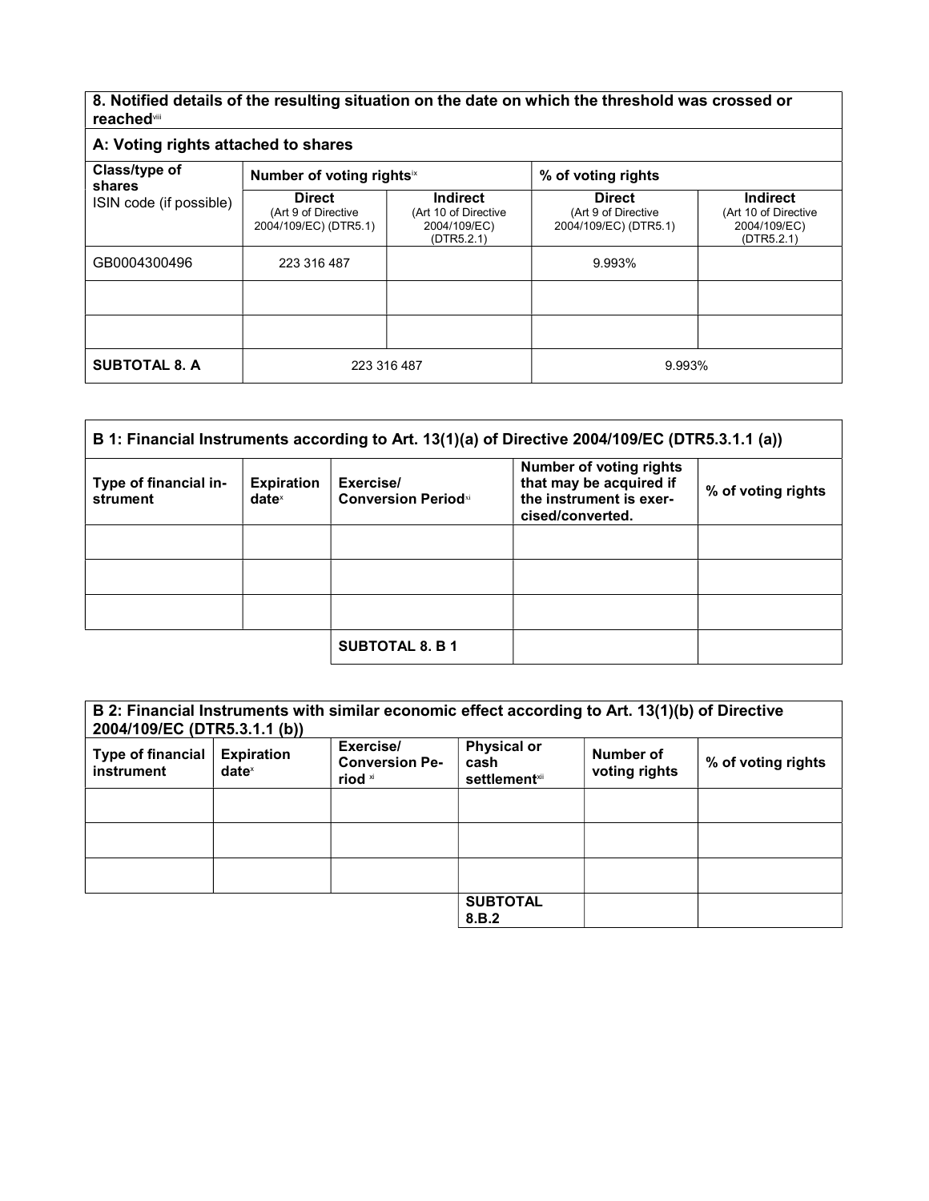**8. Notified details of the resulting situation on the date on which the threshold was crossed or reached**[viii]

**A: Voting rights attached to shares**

| Class/type of shares ISIN code (if possible) | Number of voting rights[ix] | | % of voting rights | |
|---|---|---|---|---|
| | **Direct** (Art 9 of Directive 2004/109/EC) (DTR5.1) | **Indirect** (Art 10 of Directive 2004/109/EC) (DTR5.2.1) | **Direct** (Art 9 of Directive 2004/109/EC) (DTR5.1) | **Indirect** (Art 10 of Directive 2004/109/EC) (DTR5.2.1) |
| GB0004300496 | 223 316 487 | | 9.993% | |
| | | | | |
| | | | | |
| **SUBTOTAL 8. A** | 223 316 487 | | 9.993% | |

| **B 1: Financial Instruments according to Art. 13(1)(a) of Directive 2004/109/EC (DTR5.3.1.1 (a))** | | | | |
|---|---|---|---|---|
| **Type of financial instrument** | **Expiration date**[x] | **Exercise/ Conversion Period**[xi] | **Number of voting rights that may be acquired if the instrument is exercised/converted.** | **% of voting rights** |
| | | | | |
| | | | | |
| | | | | |
| | | **SUBTOTAL 8. B 1** | | |

| **B 2: Financial Instruments with similar economic effect according to Art. 13(1)(b) of Directive 2004/109/EC (DTR5.3.1.1 (b))** | | | | | |
|---|---|---|---|---|---|
| **Type of financial instrument** | **Expiration date**[x] | **Exercise/ Conversion Period** [xi] | **Physical or cash settlement**[xii] | **Number of voting rights** | **% of voting rights** |
| | | | | | |
| | | | | | |
| | | | | | |
| | | | **SUBTOTAL 8.B.2** | | |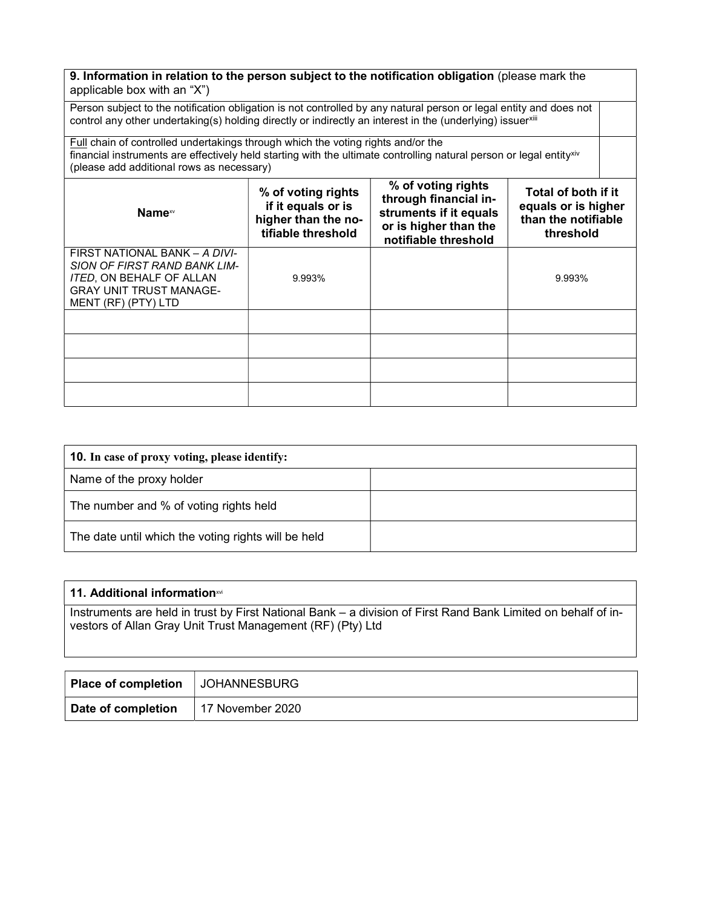| **9. Information in relation to the person subject to the notification obligation** (please mark the applicable box with an "X") | |
|---|---|
| Person subject to the notification obligation is not controlled by any natural person or legal entity and does not control any other undertaking(s) holding directly or indirectly an interest in the (underlying) issuer[xiii] | |
| Full chain of controlled undertakings through which the voting rights and/or the financial instruments are effectively held starting with the ultimate controlling natural person or legal entity[xiv] (please add additional rows as necessary) | |

| **Name**[xv] | **% of voting rights if it equals or is higher than the notifiable threshold** | **% of voting rights through financial instruments if it equals or is higher than the notifiable threshold** | **Total of both if it equals or is higher than the notifiable threshold** |
|---|---|---|---|
| FIRST NATIONAL BANK – *A DIVISION OF FIRST RAND BANK LIMITED*, ON BEHALF OF ALLAN GRAY UNIT TRUST MANAGEMENT (RF) (PTY) LTD | 9.993% | | 9.993% |
| | | | |
| | | | |
| | | | |
| | | | |

| **10. In case of proxy voting, please identify:** | |
|---|---|
| Name of the proxy holder | |
| The number and % of voting rights held | |
| The date until which the voting rights will be held | |

**11. Additional information**[xvi]

Instruments are held in trust by First National Bank – a division of First Rand Bank Limited on behalf of investors of Allan Gray Unit Trust Management (RF) (Pty) Ltd

| | |
|---|---|
| **Place of completion** | JOHANNESBURG |
| **Date of completion** | 17 November 2020 |